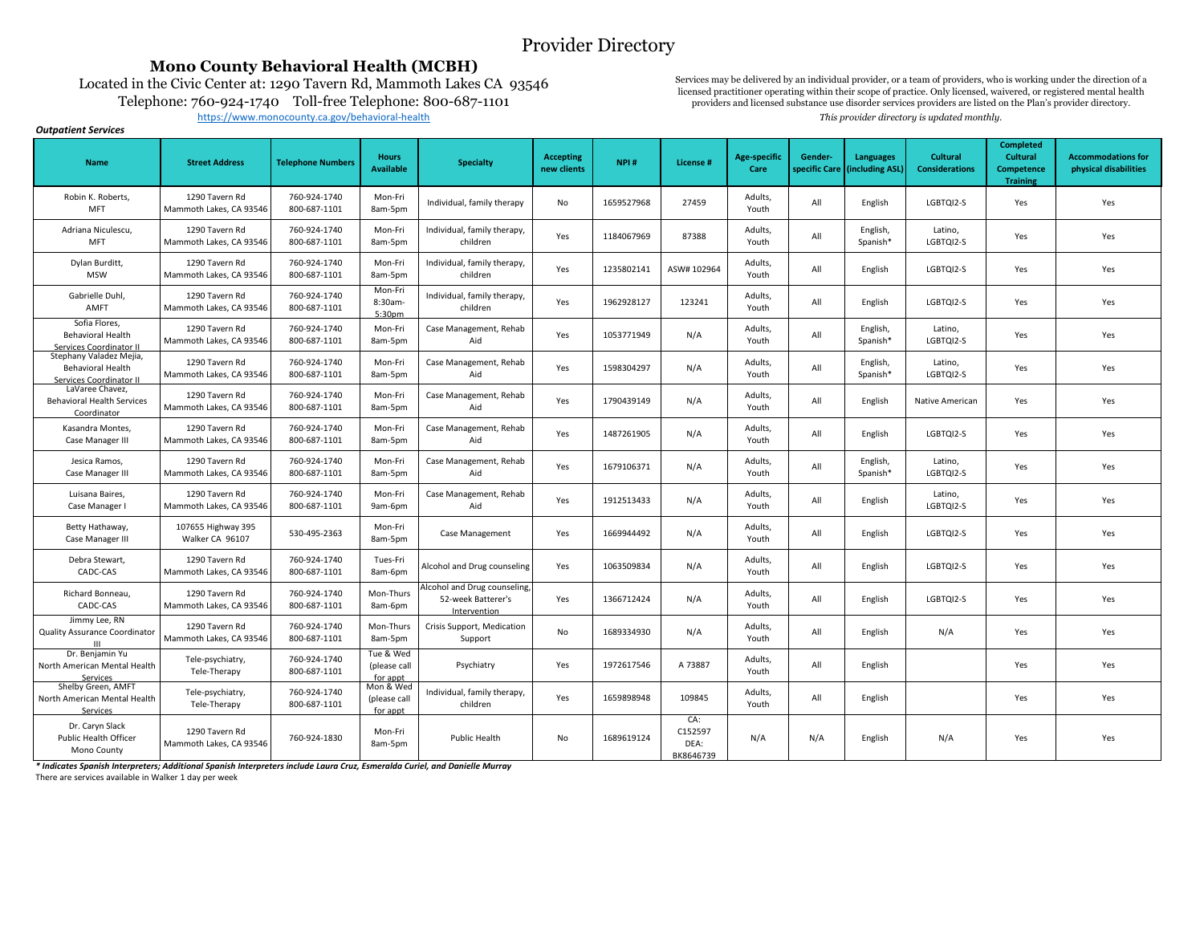# Provider Directory

## Mono County Behavioral Health (MCBH)

Located in the Civic Center at: 1290 Tavern Rd, Mammoth Lakes CA 93546

Telephone: 760-924-1740 Toll-free Telephone: 800-687-1101

https://www.monocounty.ca.gov/behavioral-health

Services may be delivered by an individual provider, or a team of providers, who is working under the direction of a licensed practitioner operating within their scope of practice. Only licensed, waivered, or registered mental health providers and licensed substance use disorder services providers are listed on the Plan's provider directory.

*This provider directory is updated monthly.*

***Outpatient Services***

| Name | Street Address | Telephone Numbers | Hours Available | Specialty | Accepting new clients | NPI # | License # | Age-specific Care | Gender-specific Care | Languages (including ASL) | Cultural Considerations | Completed Cultural Competence Training | Accommodations for physical disabilities |
|---|---|---|---|---|---|---|---|---|---|---|---|---|---|
| Robin K. Roberts, MFT | 1290 Tavern Rd Mammoth Lakes, CA 93546 | 760-924-1740 800-687-1101 | Mon-Fri 8am-5pm | Individual, family therapy | No | 1659527968 | 27459 | Adults, Youth | All | English | LGBTQI2-S | Yes | Yes |
| Adriana Niculescu, MFT | 1290 Tavern Rd Mammoth Lakes, CA 93546 | 760-924-1740 800-687-1101 | Mon-Fri 8am-5pm | Individual, family therapy, children | Yes | 1184067969 | 87388 | Adults, Youth | All | English, Spanish* | Latino, LGBTQI2-S | Yes | Yes |
| Dylan Burditt, MSW | 1290 Tavern Rd Mammoth Lakes, CA 93546 | 760-924-1740 800-687-1101 | Mon-Fri 8am-5pm | Individual, family therapy, children | Yes | 1235802141 | ASW# 102964 | Adults, Youth | All | English | LGBTQI2-S | Yes | Yes |
| Gabrielle Duhl, AMFT | 1290 Tavern Rd Mammoth Lakes, CA 93546 | 760-924-1740 800-687-1101 | Mon-Fri 8:30am-5:30pm | Individual, family therapy, children | Yes | 1962928127 | 123241 | Adults, Youth | All | English | LGBTQI2-S | Yes | Yes |
| Sofia Flores, Behavioral Health Services Coordinator II | 1290 Tavern Rd Mammoth Lakes, CA 93546 | 760-924-1740 800-687-1101 | Mon-Fri 8am-5pm | Case Management, Rehab Aid | Yes | 1053771949 | N/A | Adults, Youth | All | English, Spanish* | Latino, LGBTQI2-S | Yes | Yes |
| Stephany Valadez Mejia, Behavioral Health Services Coordinator II | 1290 Tavern Rd Mammoth Lakes, CA 93546 | 760-924-1740 800-687-1101 | Mon-Fri 8am-5pm | Case Management, Rehab Aid | Yes | 1598304297 | N/A | Adults, Youth | All | English, Spanish* | Latino, LGBTQI2-S | Yes | Yes |
| LaVaree Chavez, Behavioral Health Services Coordinator | 1290 Tavern Rd Mammoth Lakes, CA 93546 | 760-924-1740 800-687-1101 | Mon-Fri 8am-5pm | Case Management, Rehab Aid | Yes | 1790439149 | N/A | Adults, Youth | All | English | Native American | Yes | Yes |
| Kasandra Montes, Case Manager III | 1290 Tavern Rd Mammoth Lakes, CA 93546 | 760-924-1740 800-687-1101 | Mon-Fri 8am-5pm | Case Management, Rehab Aid | Yes | 1487261905 | N/A | Adults, Youth | All | English | LGBTQI2-S | Yes | Yes |
| Jesica Ramos, Case Manager III | 1290 Tavern Rd Mammoth Lakes, CA 93546 | 760-924-1740 800-687-1101 | Mon-Fri 8am-5pm | Case Management, Rehab Aid | Yes | 1679106371 | N/A | Adults, Youth | All | English, Spanish* | Latino, LGBTQI2-S | Yes | Yes |
| Luisana Baires, Case Manager I | 1290 Tavern Rd Mammoth Lakes, CA 93546 | 760-924-1740 800-687-1101 | Mon-Fri 9am-6pm | Case Management, Rehab Aid | Yes | 1912513433 | N/A | Adults, Youth | All | English | Latino, LGBTQI2-S | Yes | Yes |
| Betty Hathaway, Case Manager III | 107655 Highway 395 Walker CA 96107 | 530-495-2363 | Mon-Fri 8am-5pm | Case Management | Yes | 1669944492 | N/A | Adults, Youth | All | English | LGBTQI2-S | Yes | Yes |
| Debra Stewart, CADC-CAS | 1290 Tavern Rd Mammoth Lakes, CA 93546 | 760-924-1740 800-687-1101 | Tues-Fri 8am-6pm | Alcohol and Drug counseling | Yes | 1063509834 | N/A | Adults, Youth | All | English | LGBTQI2-S | Yes | Yes |
| Richard Bonneau, CADC-CAS | 1290 Tavern Rd Mammoth Lakes, CA 93546 | 760-924-1740 800-687-1101 | Mon-Thurs 8am-6pm | Alcohol and Drug counseling, 52-week Batterer's Intervention | Yes | 1366712424 | N/A | Adults, Youth | All | English | LGBTQI2-S | Yes | Yes |
| Jimmy Lee, RN Quality Assurance Coordinator III | 1290 Tavern Rd Mammoth Lakes, CA 93546 | 760-924-1740 800-687-1101 | Mon-Thurs 8am-5pm | Crisis Support, Medication Support | No | 1689334930 | N/A | Adults, Youth | All | English | N/A | Yes | Yes |
| Dr. Benjamin Yu North American Mental Health Services | Tele-psychiatry, Tele-Therapy | 760-924-1740 800-687-1101 | Tue & Wed (please call for appt | Psychiatry | Yes | 1972617546 | A 73887 | Adults, Youth | All | English | | Yes | Yes |
| Shelby Green, AMFT North American Mental Health Services | Tele-psychiatry, Tele-Therapy | 760-924-1740 800-687-1101 | Mon & Wed (please call for appt | Individual, family therapy, children | Yes | 1659898948 | 109845 | Adults, Youth | All | English | | Yes | Yes |
| Dr. Caryn Slack Public Health Officer Mono County | 1290 Tavern Rd Mammoth Lakes, CA 93546 | 760-924-1830 | Mon-Fri 8am-5pm | Public Health | No | 1689619124 | CA: C152597 DEA: BK8646739 | N/A | N/A | English | N/A | Yes | Yes |

***\* Indicates Spanish Interpreters; Additional Spanish Interpreters include Laura Cruz, Esmeralda Curiel, and Danielle Murray***

There are services available in Walker 1 day per week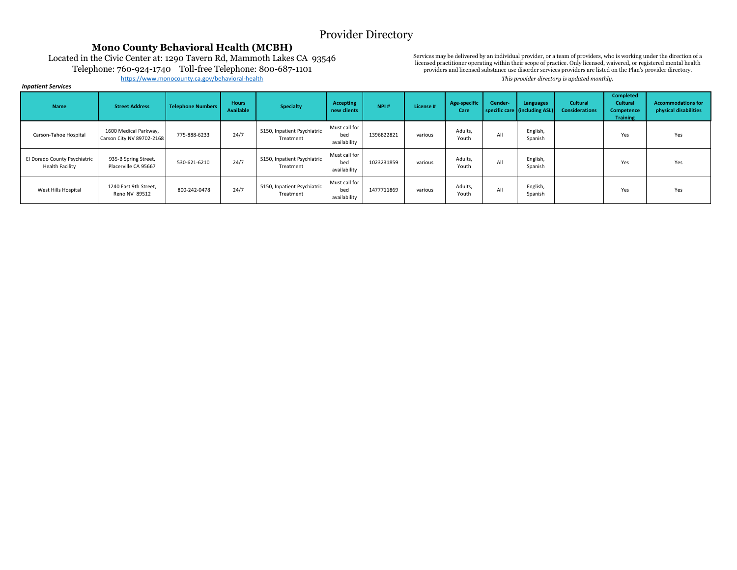# Provider Directory

## Mono County Behavioral Health (MCBH)

Located in the Civic Center at: 1290 Tavern Rd, Mammoth Lakes CA 93546

Telephone: 760-924-1740 Toll-free Telephone: 800-687-1101

https://www.monocounty.ca.gov/behavioral-health

Services may be delivered by an individual provider, or a team of providers, who is working under the direction of a licensed practitioner operating within their scope of practice. Only licensed, waivered, or registered mental health providers and licensed substance use disorder services providers are listed on the Plan's provider directory.

*This provider directory is updated monthly.*

***Inpatient Services***

| Name | Street Address | Telephone Numbers | Hours Available | Specialty | Accepting new clients | NPI # | License # | Age-specific Care | Gender-specific care | Languages (including ASL) | Cultural Considerations | Completed Cultural Competence Training | Accommodations for physical disabilities |
|---|---|---|---|---|---|---|---|---|---|---|---|---|---|
| Carson-Tahoe Hospital | 1600 Medical Parkway, Carson City NV 89702-2168 | 775-888-6233 | 24/7 | 5150, Inpatient Psychiatric Treatment | Must call for bed availability | 1396822821 | various | Adults, Youth | All | English, Spanish | | Yes | Yes |
| El Dorado County Psychiatric Health Facility | 935-B Spring Street, Placerville CA 95667 | 530-621-6210 | 24/7 | 5150, Inpatient Psychiatric Treatment | Must call for bed availability | 1023231859 | various | Adults, Youth | All | English, Spanish | | Yes | Yes |
| West Hills Hospital | 1240 East 9th Street, Reno NV 89512 | 800-242-0478 | 24/7 | 5150, Inpatient Psychiatric Treatment | Must call for bed availability | 1477711869 | various | Adults, Youth | All | English, Spanish | | Yes | Yes |